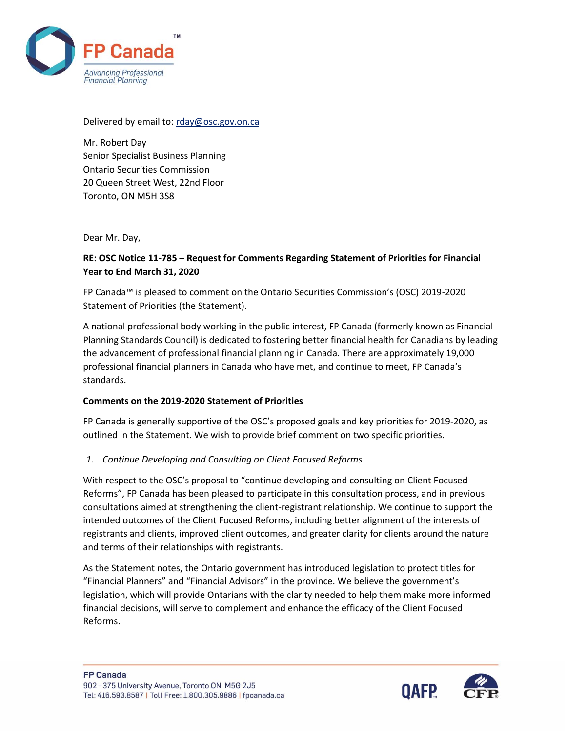FP Canada™

Advancing Professional Financial Planning

Delivered by email to: rday@osc.gov.on.ca

Mr. Robert Day
Senior Specialist Business Planning
Ontario Securities Commission
20 Queen Street West, 22nd Floor
Toronto, ON M5H 3S8

Dear Mr. Day,

**RE: OSC Notice 11-785 – Request for Comments Regarding Statement of Priorities for Financial Year to End March 31, 2020**

FP Canada™ is pleased to comment on the Ontario Securities Commission's (OSC) 2019-2020 Statement of Priorities (the Statement).

A national professional body working in the public interest, FP Canada (formerly known as Financial Planning Standards Council) is dedicated to fostering better financial health for Canadians by leading the advancement of professional financial planning in Canada. There are approximately 19,000 professional financial planners in Canada who have met, and continue to meet, FP Canada's standards.

**Comments on the 2019-2020 Statement of Priorities**

FP Canada is generally supportive of the OSC's proposed goals and key priorities for 2019-2020, as outlined in the Statement. We wish to provide brief comment on two specific priorities.

1. Continue Developing and Consulting on Client Focused Reforms

With respect to the OSC's proposal to "continue developing and consulting on Client Focused Reforms", FP Canada has been pleased to participate in this consultation process, and in previous consultations aimed at strengthening the client-registrant relationship. We continue to support the intended outcomes of the Client Focused Reforms, including better alignment of the interests of registrants and clients, improved client outcomes, and greater clarity for clients around the nature and terms of their relationships with registrants.

As the Statement notes, the Ontario government has introduced legislation to protect titles for "Financial Planners" and "Financial Advisors" in the province. We believe the government's legislation, which will provide Ontarians with the clarity needed to help them make more informed financial decisions, will serve to complement and enhance the efficacy of the Client Focused Reforms.

FP Canada
902 - 375 University Avenue, Toronto ON M5G 2J5
Tel: 416.593.8587 | Toll Free: 1.800.305.9886 | fpcanada.ca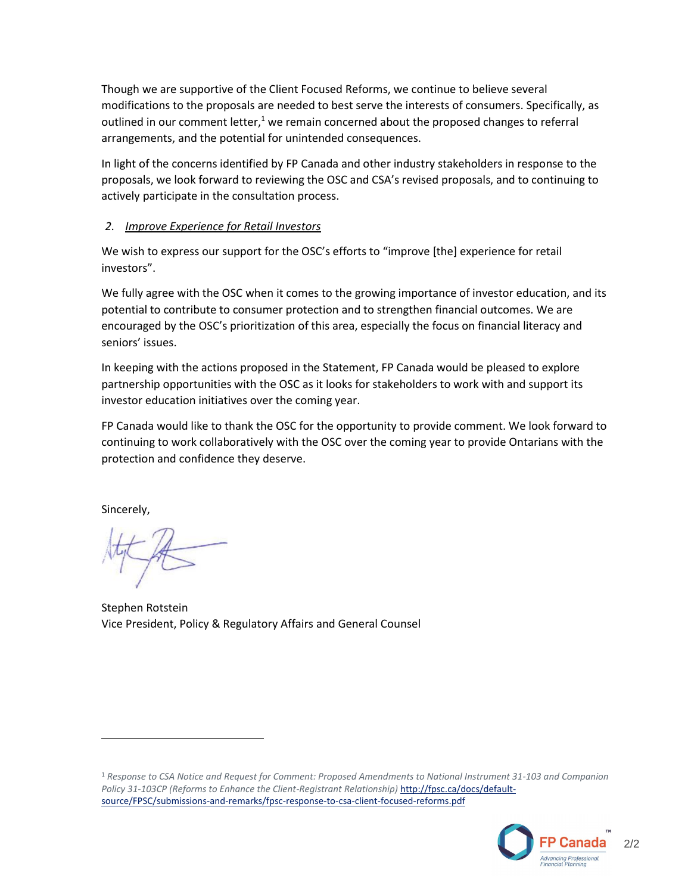Though we are supportive of the Client Focused Reforms, we continue to believe several modifications to the proposals are needed to best serve the interests of consumers. Specifically, as outlined in our comment letter,[1] we remain concerned about the proposed changes to referral arrangements, and the potential for unintended consequences.

In light of the concerns identified by FP Canada and other industry stakeholders in response to the proposals, we look forward to reviewing the OSC and CSA's revised proposals, and to continuing to actively participate in the consultation process.

2. *Improve Experience for Retail Investors*

We wish to express our support for the OSC's efforts to "improve [the] experience for retail investors".

We fully agree with the OSC when it comes to the growing importance of investor education, and its potential to contribute to consumer protection and to strengthen financial outcomes. We are encouraged by the OSC's prioritization of this area, especially the focus on financial literacy and seniors' issues.

In keeping with the actions proposed in the Statement, FP Canada would be pleased to explore partnership opportunities with the OSC as it looks for stakeholders to work with and support its investor education initiatives over the coming year.

FP Canada would like to thank the OSC for the opportunity to provide comment. We look forward to continuing to work collaboratively with the OSC over the coming year to provide Ontarians with the protection and confidence they deserve.

Sincerely,

Stephen Rotstein
Vice President, Policy & Regulatory Affairs and General Counsel

---

[1] *Response to CSA Notice and Request for Comment: Proposed Amendments to National Instrument 31-103 and Companion Policy 31-103CP (Reforms to Enhance the Client-Registrant Relationship)* http://fpsc.ca/docs/default-source/FPSC/submissions-and-remarks/fpsc-response-to-csa-client-focused-reforms.pdf